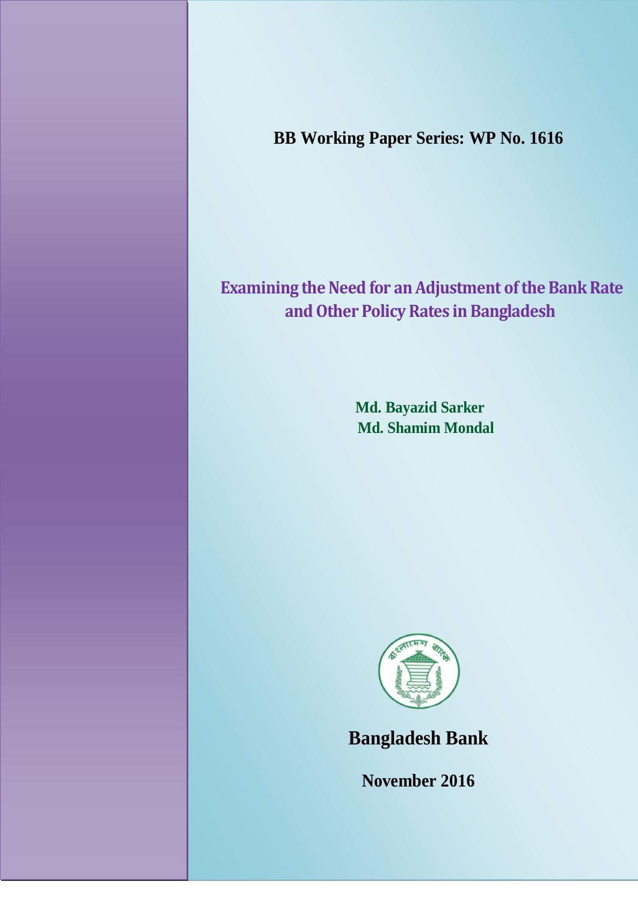**BB Working Paper Series: WP No. 1616**

# Examining the Need for an Adjustment of the Bank Rate and Other Policy Rates in Bangladesh

**Md. Bayazid Sarker**
**Md. Shamim Mondal**

**Bangladesh Bank**

**November 2016**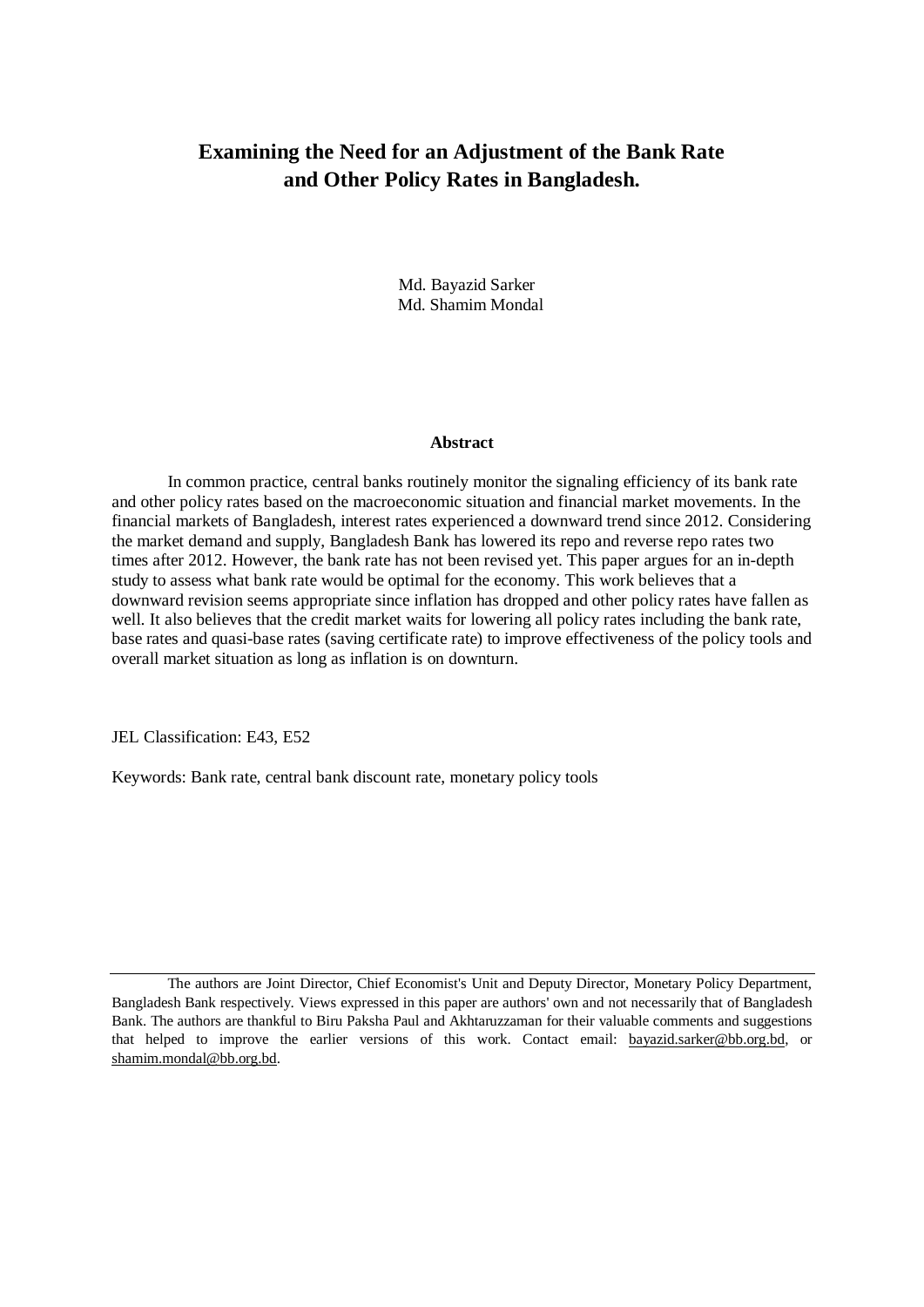# Examining the Need for an Adjustment of the Bank Rate and Other Policy Rates in Bangladesh.

Md. Bayazid Sarker
Md. Shamim Mondal

### Abstract

In common practice, central banks routinely monitor the signaling efficiency of its bank rate and other policy rates based on the macroeconomic situation and financial market movements. In the financial markets of Bangladesh, interest rates experienced a downward trend since 2012. Considering the market demand and supply, Bangladesh Bank has lowered its repo and reverse repo rates two times after 2012. However, the bank rate has not been revised yet. This paper argues for an in-depth study to assess what bank rate would be optimal for the economy. This work believes that a downward revision seems appropriate since inflation has dropped and other policy rates have fallen as well. It also believes that the credit market waits for lowering all policy rates including the bank rate, base rates and quasi-base rates (saving certificate rate) to improve effectiveness of the policy tools and overall market situation as long as inflation is on downturn.

JEL Classification: E43, E52

Keywords: Bank rate, central bank discount rate, monetary policy tools

---

The authors are Joint Director, Chief Economist's Unit and Deputy Director, Monetary Policy Department, Bangladesh Bank respectively. Views expressed in this paper are authors' own and not necessarily that of Bangladesh Bank. The authors are thankful to Biru Paksha Paul and Akhtaruzzaman for their valuable comments and suggestions that helped to improve the earlier versions of this work. Contact email: bayazid.sarker@bb.org.bd, or shamim.mondal@bb.org.bd.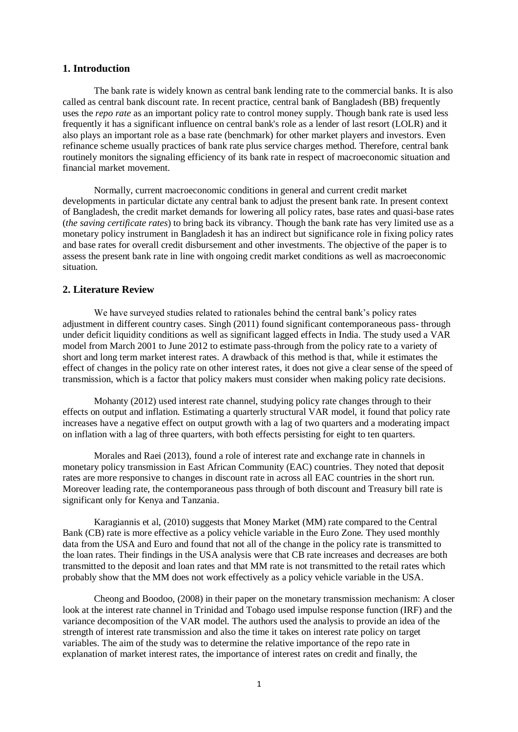## 1. Introduction

The bank rate is widely known as central bank lending rate to the commercial banks. It is also called as central bank discount rate. In recent practice, central bank of Bangladesh (BB) frequently uses the *repo rate* as an important policy rate to control money supply. Though bank rate is used less frequently it has a significant influence on central bank's role as a lender of last resort (LOLR) and it also plays an important role as a base rate (benchmark) for other market players and investors. Even refinance scheme usually practices of bank rate plus service charges method. Therefore, central bank routinely monitors the signaling efficiency of its bank rate in respect of macroeconomic situation and financial market movement.

Normally, current macroeconomic conditions in general and current credit market developments in particular dictate any central bank to adjust the present bank rate. In present context of Bangladesh, the credit market demands for lowering all policy rates, base rates and quasi-base rates (*the saving certificate rates*) to bring back its vibrancy. Though the bank rate has very limited use as a monetary policy instrument in Bangladesh it has an indirect but significance role in fixing policy rates and base rates for overall credit disbursement and other investments. The objective of the paper is to assess the present bank rate in line with ongoing credit market conditions as well as macroeconomic situation.

## 2. Literature Review

We have surveyed studies related to rationales behind the central bank's policy rates adjustment in different country cases. Singh (2011) found significant contemporaneous pass- through under deficit liquidity conditions as well as significant lagged effects in India. The study used a VAR model from March 2001 to June 2012 to estimate pass-through from the policy rate to a variety of short and long term market interest rates. A drawback of this method is that, while it estimates the effect of changes in the policy rate on other interest rates, it does not give a clear sense of the speed of transmission, which is a factor that policy makers must consider when making policy rate decisions.

Mohanty (2012) used interest rate channel, studying policy rate changes through to their effects on output and inflation. Estimating a quarterly structural VAR model, it found that policy rate increases have a negative effect on output growth with a lag of two quarters and a moderating impact on inflation with a lag of three quarters, with both effects persisting for eight to ten quarters.

Morales and Raei (2013), found a role of interest rate and exchange rate in channels in monetary policy transmission in East African Community (EAC) countries. They noted that deposit rates are more responsive to changes in discount rate in across all EAC countries in the short run. Moreover leading rate, the contemporaneous pass through of both discount and Treasury bill rate is significant only for Kenya and Tanzania.

Karagiannis et al, (2010) suggests that Money Market (MM) rate compared to the Central Bank (CB) rate is more effective as a policy vehicle variable in the Euro Zone. They used monthly data from the USA and Euro and found that not all of the change in the policy rate is transmitted to the loan rates. Their findings in the USA analysis were that CB rate increases and decreases are both transmitted to the deposit and loan rates and that MM rate is not transmitted to the retail rates which probably show that the MM does not work effectively as a policy vehicle variable in the USA.

Cheong and Boodoo, (2008) in their paper on the monetary transmission mechanism: A closer look at the interest rate channel in Trinidad and Tobago used impulse response function (IRF) and the variance decomposition of the VAR model. The authors used the analysis to provide an idea of the strength of interest rate transmission and also the time it takes on interest rate policy on target variables. The aim of the study was to determine the relative importance of the repo rate in explanation of market interest rates, the importance of interest rates on credit and finally, the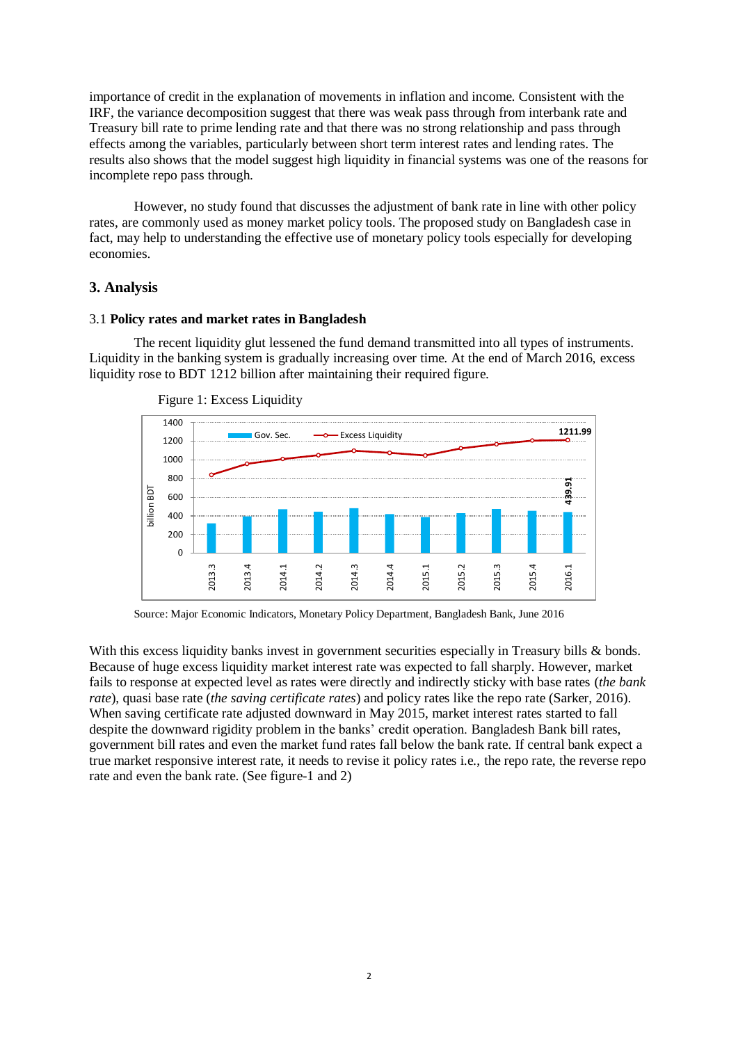importance of credit in the explanation of movements in inflation and income. Consistent with the IRF, the variance decomposition suggest that there was weak pass through from interbank rate and Treasury bill rate to prime lending rate and that there was no strong relationship and pass through effects among the variables, particularly between short term interest rates and lending rates. The results also shows that the model suggest high liquidity in financial systems was one of the reasons for incomplete repo pass through.

However, no study found that discusses the adjustment of bank rate in line with other policy rates, are commonly used as money market policy tools. The proposed study on Bangladesh case in fact, may help to understanding the effective use of monetary policy tools especially for developing economies.

## 3. Analysis

### 3.1 Policy rates and market rates in Bangladesh

The recent liquidity glut lessened the fund demand transmitted into all types of instruments. Liquidity in the banking system is gradually increasing over time. At the end of March 2016, excess liquidity rose to BDT 1212 billion after maintaining their required figure.

Figure 1: Excess Liquidity

Source: Major Economic Indicators, Monetary Policy Department, Bangladesh Bank, June 2016

With this excess liquidity banks invest in government securities especially in Treasury bills & bonds. Because of huge excess liquidity market interest rate was expected to fall sharply. However, market fails to response at expected level as rates were directly and indirectly sticky with base rates (*the bank rate*), quasi base rate (*the saving certificate rates*) and policy rates like the repo rate (Sarker, 2016). When saving certificate rate adjusted downward in May 2015, market interest rates started to fall despite the downward rigidity problem in the banks' credit operation. Bangladesh Bank bill rates, government bill rates and even the market fund rates fall below the bank rate. If central bank expect a true market responsive interest rate, it needs to revise it policy rates i.e., the repo rate, the reverse repo rate and even the bank rate. (See figure-1 and 2)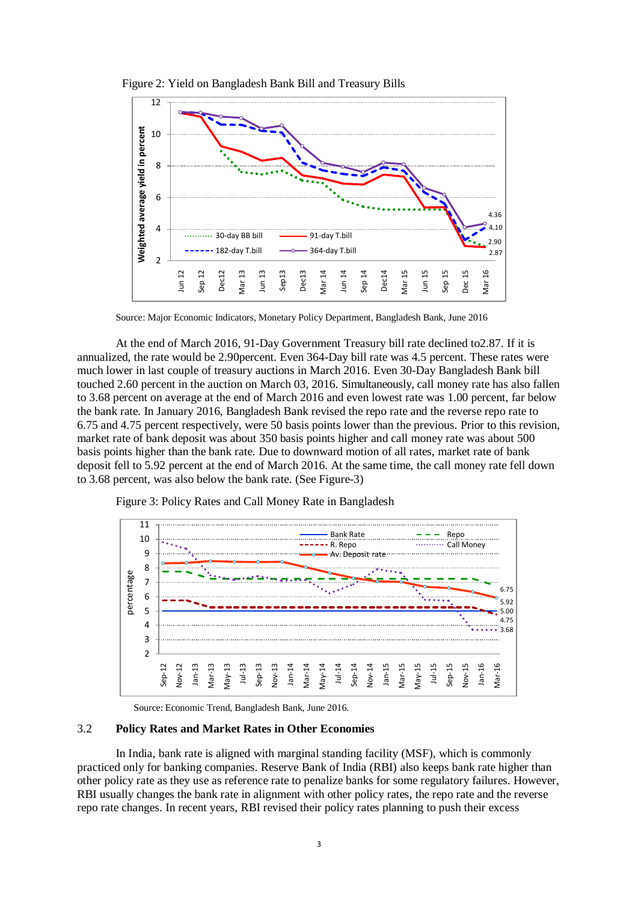Figure 2: Yield on Bangladesh Bank Bill and Treasury Bills

Source: Major Economic Indicators, Monetary Policy Department, Bangladesh Bank, June 2016

At the end of March 2016, 91-Day Government Treasury bill rate declined to2.87. If it is annualized, the rate would be 2.90percent. Even 364-Day bill rate was 4.5 percent. These rates were much lower in last couple of treasury auctions in March 2016. Even 30-Day Bangladesh Bank bill touched 2.60 percent in the auction on March 03, 2016. Simultaneously, call money rate has also fallen to 3.68 percent on average at the end of March 2016 and even lowest rate was 1.00 percent, far below the bank rate. In January 2016, Bangladesh Bank revised the repo rate and the reverse repo rate to 6.75 and 4.75 percent respectively, were 50 basis points lower than the previous. Prior to this revision, market rate of bank deposit was about 350 basis points higher and call money rate was about 500 basis points higher than the bank rate. Due to downward motion of all rates, market rate of bank deposit fell to 5.92 percent at the end of March 2016. At the same time, the call money rate fell down to 3.68 percent, was also below the bank rate. (See Figure-3)

Figure 3: Policy Rates and Call Money Rate in Bangladesh

Source: Economic Trend, Bangladesh Bank, June 2016.

## 3.2 Policy Rates and Market Rates in Other Economies

In India, bank rate is aligned with marginal standing facility (MSF), which is commonly practiced only for banking companies. Reserve Bank of India (RBI) also keeps bank rate higher than other policy rate as they use as reference rate to penalize banks for some regulatory failures. However, RBI usually changes the bank rate in alignment with other policy rates, the repo rate and the reverse repo rate changes. In recent years, RBI revised their policy rates planning to push their excess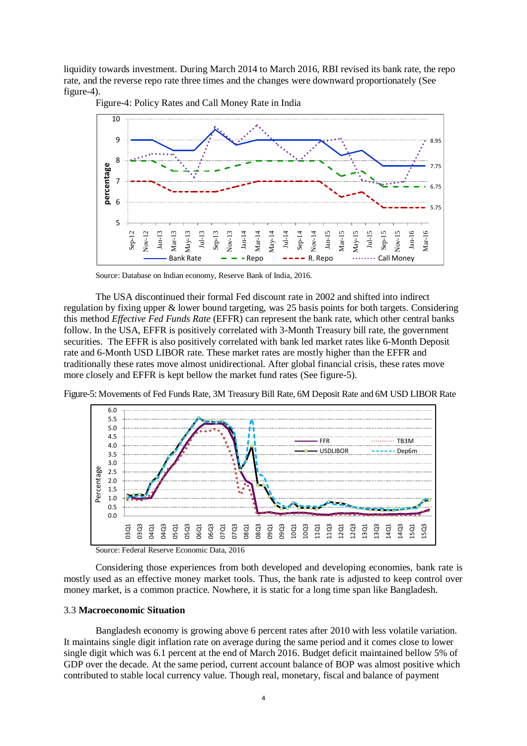liquidity towards investment. During March 2014 to March 2016, RBI revised its bank rate, the repo rate, and the reverse repo rate three times and the changes were downward proportionately (See figure-4).

Figure-4: Policy Rates and Call Money Rate in India

Source: Database on Indian economy, Reserve Bank of India, 2016.

The USA discontinued their formal Fed discount rate in 2002 and shifted into indirect regulation by fixing upper & lower bound targeting, was 25 basis points for both targets. Considering this method *Effective Fed Funds Rate* (EFFR) can represent the bank rate, which other central banks follow. In the USA, EFFR is positively correlated with 3-Month Treasury bill rate, the government securities. The EFFR is also positively correlated with bank led market rates like 6-Month Deposit rate and 6-Month USD LIBOR rate. These market rates are mostly higher than the EFFR and traditionally these rates move almost unidirectional. After global financial crisis, these rates move more closely and EFFR is kept bellow the market fund rates (See figure-5).

Figure-5: Movements of Fed Funds Rate, 3M Treasury Bill Rate, 6M Deposit Rate and 6M USD LIBOR Rate

Source: Federal Reserve Economic Data, 2016

Considering those experiences from both developed and developing economies, bank rate is mostly used as an effective money market tools. Thus, the bank rate is adjusted to keep control over money market, is a common practice. Nowhere, it is static for a long time span like Bangladesh.

### 3.3 **Macroeconomic Situation**

Bangladesh economy is growing above 6 percent rates after 2010 with less volatile variation. It maintains single digit inflation rate on average during the same period and it comes close to lower single digit which was 6.1 percent at the end of March 2016. Budget deficit maintained bellow 5% of GDP over the decade. At the same period, current account balance of BOP was almost positive which contributed to stable local currency value. Though real, monetary, fiscal and balance of payment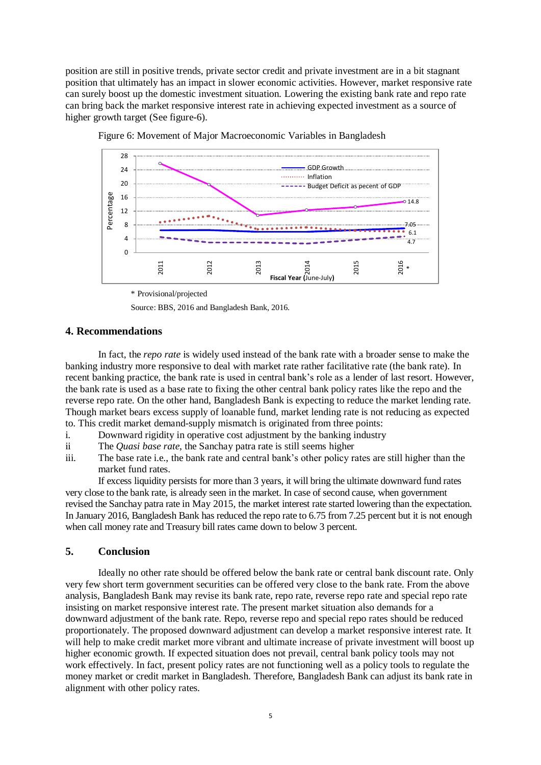position are still in positive trends, private sector credit and private investment are in a bit stagnant position that ultimately has an impact in slower economic activities. However, market responsive rate can surely boost up the domestic investment situation. Lowering the existing bank rate and repo rate can bring back the market responsive interest rate in achieving expected investment as a source of higher growth target (See figure-6).

Figure 6: Movement of Major Macroeconomic Variables in Bangladesh

\* Provisional/projected

Source: BBS, 2016 and Bangladesh Bank, 2016.

## 4. Recommendations

In fact, the *repo rate* is widely used instead of the bank rate with a broader sense to make the banking industry more responsive to deal with market rate rather facilitative rate (the bank rate). In recent banking practice, the bank rate is used in central bank's role as a lender of last resort. However, the bank rate is used as a base rate to fixing the other central bank policy rates like the repo and the reverse repo rate. On the other hand, Bangladesh Bank is expecting to reduce the market lending rate. Though market bears excess supply of loanable fund, market lending rate is not reducing as expected to. This credit market demand-supply mismatch is originated from three points:

i. Downward rigidity in operative cost adjustment by the banking industry
ii The *Quasi base rate*, the Sanchay patra rate is still seems higher
iii. The base rate i.e., the bank rate and central bank's other policy rates are still higher than the market fund rates.

If excess liquidity persists for more than 3 years, it will bring the ultimate downward fund rates very close to the bank rate, is already seen in the market. In case of second cause, when government revised the Sanchay patra rate in May 2015, the market interest rate started lowering than the expectation. In January 2016, Bangladesh Bank has reduced the repo rate to 6.75 from 7.25 percent but it is not enough when call money rate and Treasury bill rates came down to below 3 percent.

## 5. Conclusion

Ideally no other rate should be offered below the bank rate or central bank discount rate. Only very few short term government securities can be offered very close to the bank rate. From the above analysis, Bangladesh Bank may revise its bank rate, repo rate, reverse repo rate and special repo rate insisting on market responsive interest rate. The present market situation also demands for a downward adjustment of the bank rate. Repo, reverse repo and special repo rates should be reduced proportionately. The proposed downward adjustment can develop a market responsive interest rate. It will help to make credit market more vibrant and ultimate increase of private investment will boost up higher economic growth. If expected situation does not prevail, central bank policy tools may not work effectively. In fact, present policy rates are not functioning well as a policy tools to regulate the money market or credit market in Bangladesh. Therefore, Bangladesh Bank can adjust its bank rate in alignment with other policy rates.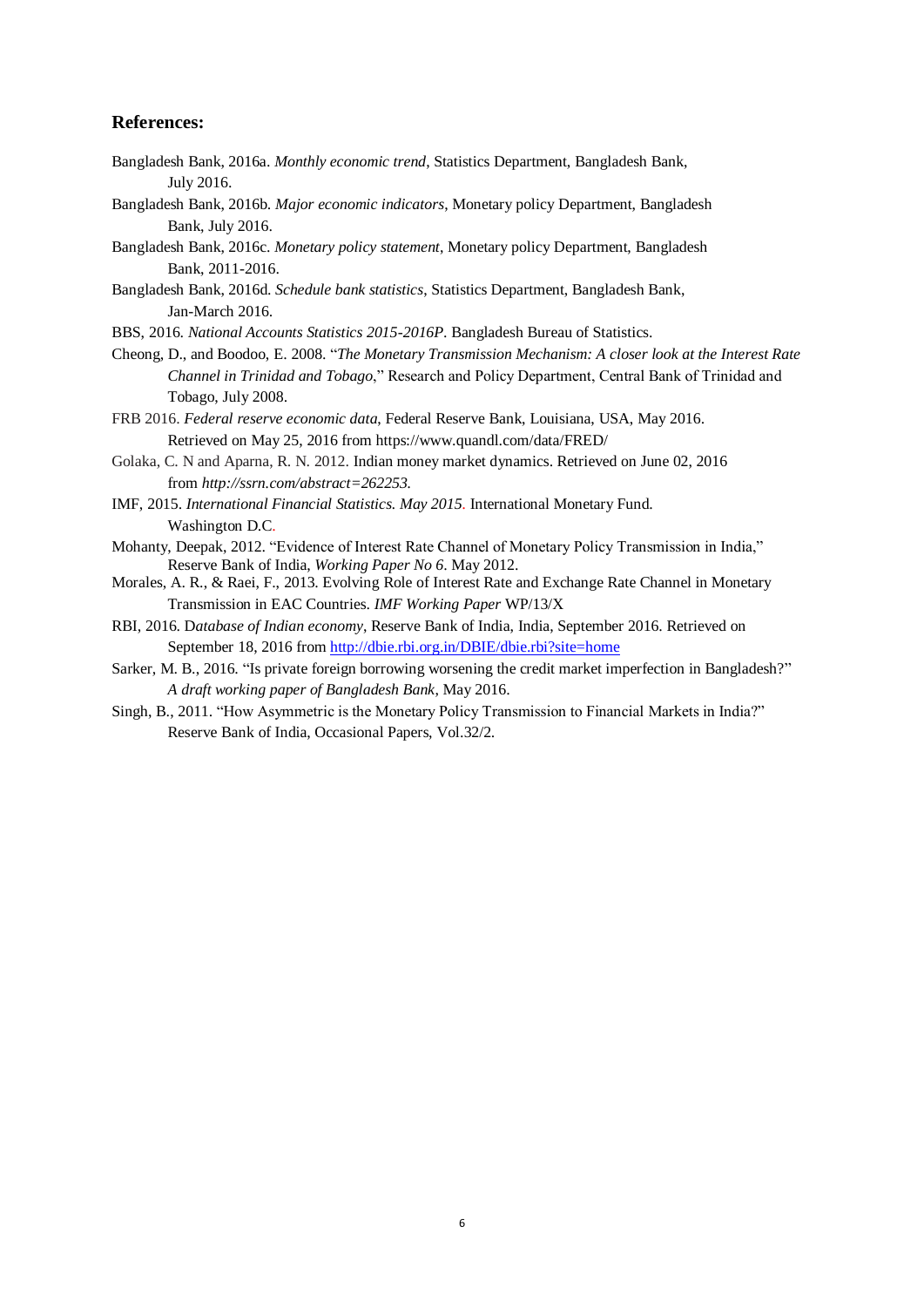## References:

Bangladesh Bank, 2016a. *Monthly economic trend*, Statistics Department, Bangladesh Bank, July 2016.

Bangladesh Bank, 2016b. *Major economic indicators*, Monetary policy Department, Bangladesh Bank, July 2016.

Bangladesh Bank, 2016c. *Monetary policy statement*, Monetary policy Department, Bangladesh Bank, 2011-2016.

Bangladesh Bank, 2016d. *Schedule bank statistics*, Statistics Department, Bangladesh Bank, Jan-March 2016.

BBS, 2016. *National Accounts Statistics 2015-2016P*. Bangladesh Bureau of Statistics.

Cheong, D., and Boodoo, E. 2008. "*The Monetary Transmission Mechanism: A closer look at the Interest Rate Channel in Trinidad and Tobago*," Research and Policy Department, Central Bank of Trinidad and Tobago, July 2008.

FRB 2016. *Federal reserve economic data*, Federal Reserve Bank, Louisiana, USA, May 2016. Retrieved on May 25, 2016 from https://www.quandl.com/data/FRED/

Golaka, C. N and Aparna, R. N. 2012. Indian money market dynamics. Retrieved on June 02, 2016 from *http://ssrn.com/abstract=262253.*

IMF, 2015. *International Financial Statistics. May 2015.* International Monetary Fund. Washington D.C.

Mohanty, Deepak, 2012. "Evidence of Interest Rate Channel of Monetary Policy Transmission in India," Reserve Bank of India, *Working Paper No 6*. May 2012.

Morales, A. R., & Raei, F., 2013. Evolving Role of Interest Rate and Exchange Rate Channel in Monetary Transmission in EAC Countries. *IMF Working Paper* WP/13/X

RBI, 2016. D*atabase of Indian economy*, Reserve Bank of India, India, September 2016. Retrieved on September 18, 2016 from http://dbie.rbi.org.in/DBIE/dbie.rbi?site=home

Sarker, M. B., 2016. "Is private foreign borrowing worsening the credit market imperfection in Bangladesh?" *A draft working paper of Bangladesh Bank*, May 2016.

Singh, B., 2011. "How Asymmetric is the Monetary Policy Transmission to Financial Markets in India?" Reserve Bank of India, Occasional Papers, Vol.32/2.